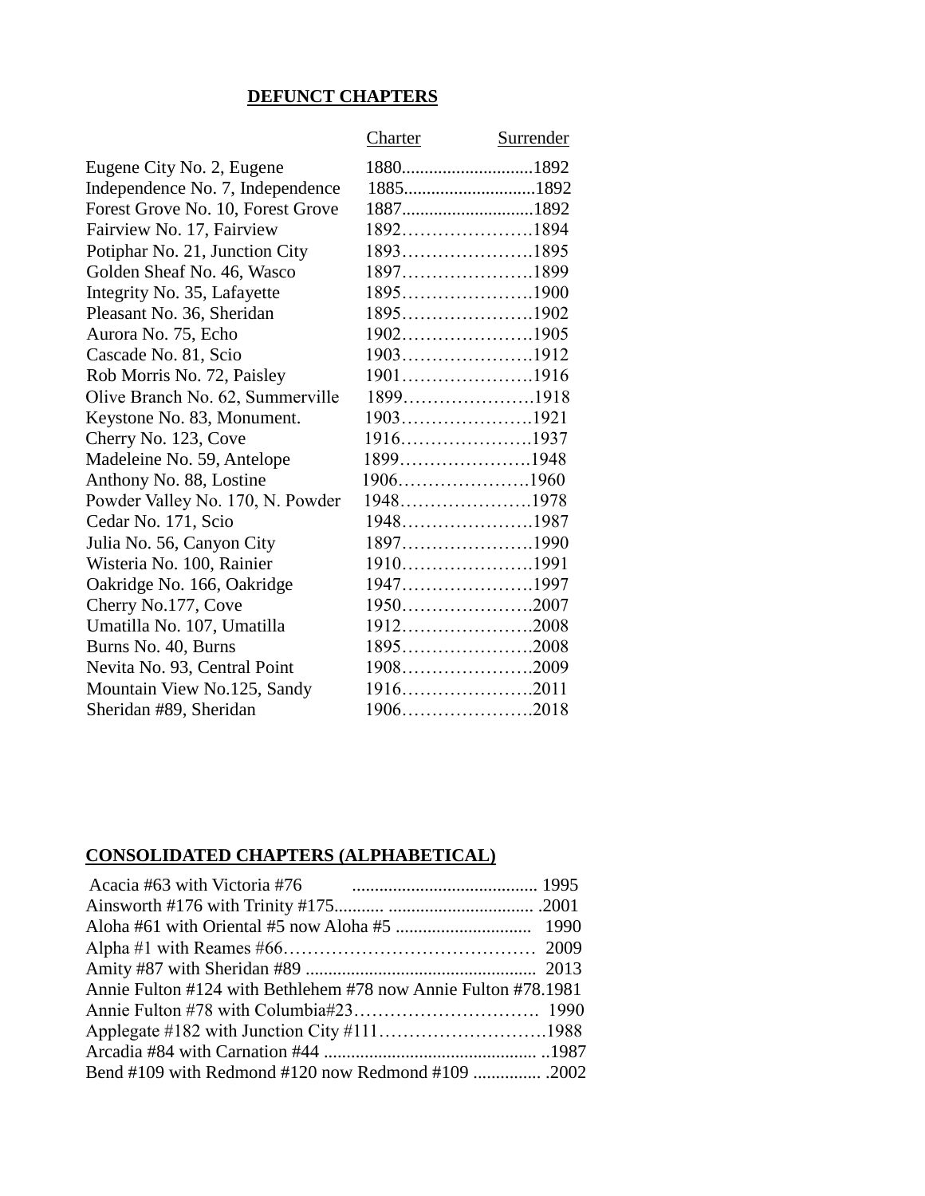## DEFUNCT CHAPTERS

| | Charter | Surrender |
|---|---|---|
| Eugene City No. 2, Eugene | 1880 | 1892 |
| Independence No. 7, Independence | 1885 | 1892 |
| Forest Grove No. 10, Forest Grove | 1887 | 1892 |
| Fairview No. 17, Fairview | 1892 | 1894 |
| Potiphar No. 21, Junction City | 1893 | 1895 |
| Golden Sheaf No. 46, Wasco | 1897 | 1899 |
| Integrity No. 35, Lafayette | 1895 | 1900 |
| Pleasant No. 36, Sheridan | 1895 | 1902 |
| Aurora No. 75, Echo | 1902 | 1905 |
| Cascade No. 81, Scio | 1903 | 1912 |
| Rob Morris No. 72, Paisley | 1901 | 1916 |
| Olive Branch No. 62, Summerville | 1899 | 1918 |
| Keystone No. 83, Monument. | 1903 | 1921 |
| Cherry No. 123, Cove | 1916 | 1937 |
| Madeleine No. 59, Antelope | 1899 | 1948 |
| Anthony No. 88, Lostine | 1906 | 1960 |
| Powder Valley No. 170, N. Powder | 1948 | 1978 |
| Cedar No. 171, Scio | 1948 | 1987 |
| Julia No. 56, Canyon City | 1897 | 1990 |
| Wisteria No. 100, Rainier | 1910 | 1991 |
| Oakridge No. 166, Oakridge | 1947 | 1997 |
| Cherry No.177, Cove | 1950 | 2007 |
| Umatilla No. 107, Umatilla | 1912 | 2008 |
| Burns No. 40, Burns | 1895 | 2008 |
| Nevita No. 93, Central Point | 1908 | 2009 |
| Mountain View No.125, Sandy | 1916 | 2011 |
| Sheridan #89, Sheridan | 1906 | 2018 |

## CONSOLIDATED CHAPTERS (ALPHABETICAL)

| | |
|---|---|
| Acacia #63 with Victoria #76 | 1995 |
| Ainsworth #176 with Trinity #175 | 2001 |
| Aloha #61 with Oriental #5 now Aloha #5 | 1990 |
| Alpha #1 with Reames #66 | 2009 |
| Amity #87 with Sheridan #89 | 2013 |
| Annie Fulton #124 with Bethlehem #78 now Annie Fulton #78 | 1981 |
| Annie Fulton #78 with Columbia#23 | 1990 |
| Applegate #182 with Junction City #111 | 1988 |
| Arcadia #84 with Carnation #44 | 1987 |
| Bend #109 with Redmond #120 now Redmond #109 | 2002 |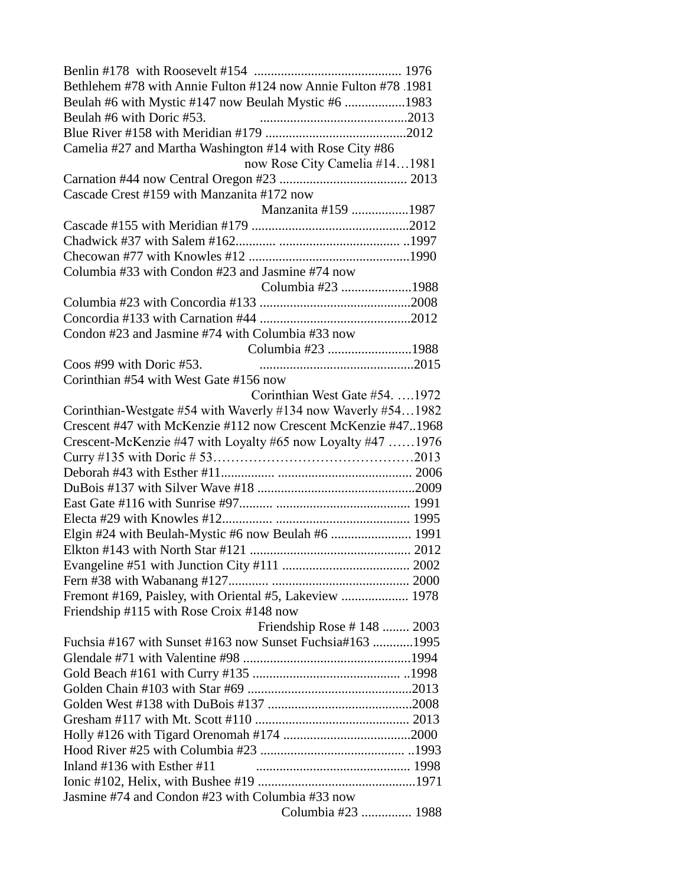Benlin #178 with Roosevelt #154 ............................................ 1976
Bethlehem #78 with Annie Fulton #124 now Annie Fulton #78 .1981
Beulah #6 with Mystic #147 now Beulah Mystic #6 ..................1983
Beulah #6 with Doric #53. ............................................2013
Blue River #158 with Meridian #179 ..........................................2012
Camelia #27 and Martha Washington #14 with Rose City #86
now Rose City Camelia #14…1981
Carnation #44 now Central Oregon #23 ...................................... 2013
Cascade Crest #159 with Manzanita #172 now
Manzanita #159 .................1987
Cascade #155 with Meridian #179 ...............................................2012
Chadwick #37 with Salem #162............ .................................... ..1997
Checowan #77 with Knowles #12 ................................................1990
Columbia #33 with Condon #23 and Jasmine #74 now
Columbia #23 .....................1988
Columbia #23 with Concordia #133 .............................................2008
Concordia #133 with Carnation #44 .............................................2012
Condon #23 and Jasmine #74 with Columbia #33 now
Columbia #23 .........................1988
Coos #99 with Doric #53. ..............................................2015
Corinthian #54 with West Gate #156 now
Corinthian West Gate #54. ….1972
Corinthian-Westgate #54 with Waverly #134 now Waverly #54…1982
Crescent #47 with McKenzie #112 now Crescent McKenzie #47..1968
Crescent-McKenzie #47 with Loyalty #65 now Loyalty #47 ……1976
Curry #135 with Doric # 53………………………………………2013
Deborah #43 with Esther #11................ ........................................ 2006
DuBois #137 with Silver Wave #18 ...............................................2009
East Gate #116 with Sunrise #97.......... ....................................... 1991
Electa #29 with Knowles #12............... ....................................... 1995
Elgin #24 with Beulah-Mystic #6 now Beulah #6 ........................ 1991
Elkton #143 with North Star #121 ................................................ 2012
Evangeline #51 with Junction City #111 ...................................... 2002
Fern #38 with Wabanang #127............ ......................................... 2000
Fremont #169, Paisley, with Oriental #5, Lakeview .................... 1978
Friendship #115 with Rose Croix #148 now
Friendship Rose # 148 ........ 2003
Fuchsia #167 with Sunset #163 now Sunset Fuchsia#163 ............1995
Glendale #71 with Valentine #98 ..................................................1994
Gold Beach #161 with Curry #135 ............................................ ..1998
Golden Chain #103 with Star #69 .................................................2013
Golden West #138 with DuBois #137 ...........................................2008
Gresham #117 with Mt. Scott #110 .............................................. 2013
Holly #126 with Tigard Orenomah #174 ......................................2000
Hood River #25 with Columbia #23 ........................................... ..1993
Inland #136 with Esther #11 ............................................. 1998
Ionic #102, Helix, with Bushee #19 ...............................................1971
Jasmine #74 and Condon #23 with Columbia #33 now
Columbia #23 ............... 1988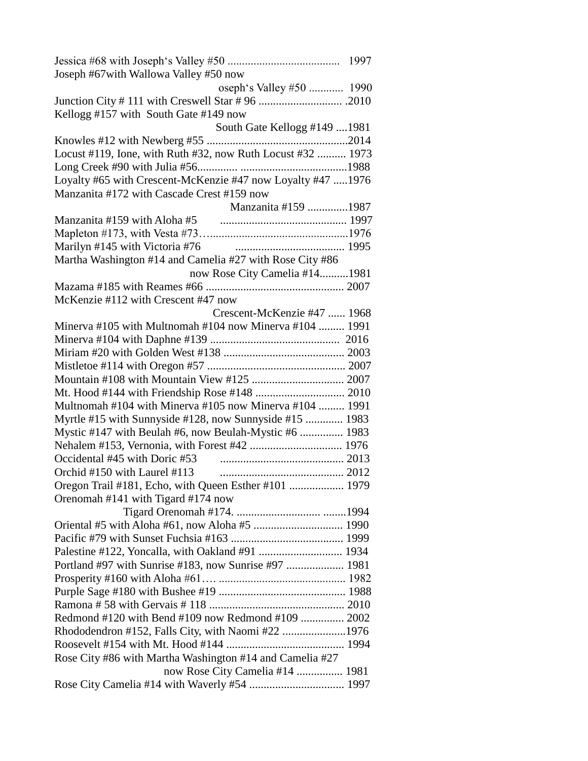Jessica #68 with Joseph‘s Valley #50 ....................................... 1997

Joseph #67with Wallowa Valley #50 now
oseph‘s Valley #50 ............ 1990

Junction City # 111 with Creswell Star # 96 ............................. .2010

Kellogg #157 with South Gate #149 now
South Gate Kellogg #149 ....1981

Knowles #12 with Newberg #55 .................................................2014

Locust #119, Ione, with Ruth #32, now Ruth Locust #32 .......... 1973

Long Creek #90 with Julia #56.............. .....................................1988

Loyalty #65 with Crescent-McKenzie #47 now Loyalty #47 .....1976

Manzanita #172 with Cascade Crest #159 now
Manzanita #159 ..............1987

Manzanita #159 with Aloha #5 ............................................ 1997

Mapleton #173, with Vesta #73…..............................................1976

Marilyn #145 with Victoria #76 ...................................... 1995

Martha Washington #14 and Camelia #27 with Rose City #86
now Rose City Camelia #14..........1981

Mazama #185 with Reames #66 ................................................ 2007

McKenzie #112 with Crescent #47 now
Crescent-McKenzie #47 ...... 1968

Minerva #105 with Multnomah #104 now Minerva #104 ......... 1991

Minerva #104 with Daphne #139 ............................................ 2016

Miriam #20 with Golden West #138 .......................................... 2003

Mistletoe #114 with Oregon #57 ................................................ 2007

Mountain #108 with Mountain View #125 ................................ 2007

Mt. Hood #144 with Friendship Rose #148 ............................... 2010

Multnomah #104 with Minerva #105 now Minerva #104 ......... 1991

Myrtle #15 with Sunnyside #128, now Sunnyside #15 ............. 1983

Mystic #147 with Beulah #6, now Beulah-Mystic #6 ............... 1983

Nehalem #153, Vernonia, with Forest #42 ................................ 1976

Occidental #45 with Doric #53 ........................................... 2013

Orchid #150 with Laurel #113 ........................................... 2012

Oregon Trail #181, Echo, with Queen Esther #101 ................... 1979

Orenomah #141 with Tigard #174 now
Tigard Orenomah #174. ............................ ........1994

Oriental #5 with Aloha #61, now Aloha #5 ............................... 1990

Pacific #79 with Sunset Fuchsia #163 ....................................... 1999

Palestine #122, Yoncalla, with Oakland #91 ............................. 1934

Portland #97 with Sunrise #183, now Sunrise #97 .................... 1981

Prosperity #160 with Aloha #61…. ........................................... 1982

Purple Sage #180 with Bushee #19 ............................................ 1988

Ramona # 58 with Gervais # 118 ............................................... 2010

Redmond #120 with Bend #109 now Redmond #109 ............... 2002

Rhododendron #152, Falls City, with Naomi #22 ......................1976

Roosevelt #154 with Mt. Hood #144 ......................................... 1994

Rose City #86 with Martha Washington #14 and Camelia #27
now Rose City Camelia #14 ................ 1981

Rose City Camelia #14 with Waverly #54 ................................. 1997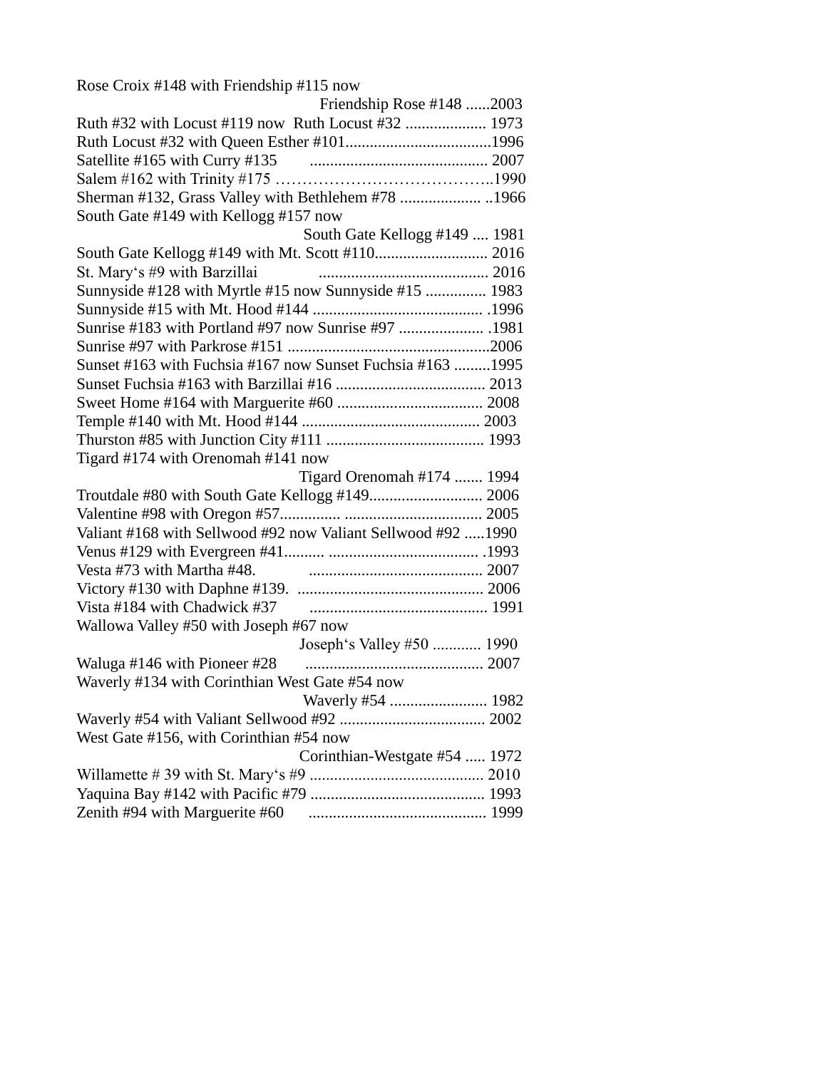Rose Croix #148 with Friendship #115 now
Friendship Rose #148 ......2003
Ruth #32 with Locust #119 now Ruth Locust #32 .................... 1973
Ruth Locust #32 with Queen Esther #101....................................1996
Satellite #165 with Curry #135 ............................................ 2007
Salem #162 with Trinity #175 …………………………………..1990
Sherman #132, Grass Valley with Bethlehem #78 .................... ..1966
South Gate #149 with Kellogg #157 now
South Gate Kellogg #149 .... 1981
South Gate Kellogg #149 with Mt. Scott #110............................ 2016
St. Mary's #9 with Barzillai .......................................... 2016
Sunnyside #128 with Myrtle #15 now Sunnyside #15 ............... 1983
Sunnyside #15 with Mt. Hood #144 .......................................... .1996
Sunrise #183 with Portland #97 now Sunrise #97 ..................... .1981
Sunrise #97 with Parkrose #151 ..................................................2006
Sunset #163 with Fuchsia #167 now Sunset Fuchsia #163 .........1995
Sunset Fuchsia #163 with Barzillai #16 ..................................... 2013
Sweet Home #164 with Marguerite #60 .................................... 2008
Temple #140 with Mt. Hood #144 ............................................ 2003
Thurston #85 with Junction City #111 ....................................... 1993
Tigard #174 with Orenomah #141 now
Tigard Orenomah #174 ....... 1994
Troutdale #80 with South Gate Kellogg #149............................ 2006
Valentine #98 with Oregon #57............... .................................. 2005
Valiant #168 with Sellwood #92 now Valiant Sellwood #92 .....1990
Venus #129 with Evergreen #41.......... ..................................... .1993
Vesta #73 with Martha #48. ........................................... 2007
Victory #130 with Daphne #139. .............................................. 2006
Vista #184 with Chadwick #37 ............................................ 1991
Wallowa Valley #50 with Joseph #67 now
Joseph's Valley #50 ............ 1990
Waluga #146 with Pioneer #28 ............................................ 2007
Waverly #134 with Corinthian West Gate #54 now
Waverly #54 ........................ 1982
Waverly #54 with Valiant Sellwood #92 .................................... 2002
West Gate #156, with Corinthian #54 now
Corinthian-Westgate #54 ..... 1972
Willamette # 39 with St. Mary's #9 ........................................... 2010
Yaquina Bay #142 with Pacific #79 ........................................... 1993
Zenith #94 with Marguerite #60 ............................................ 1999